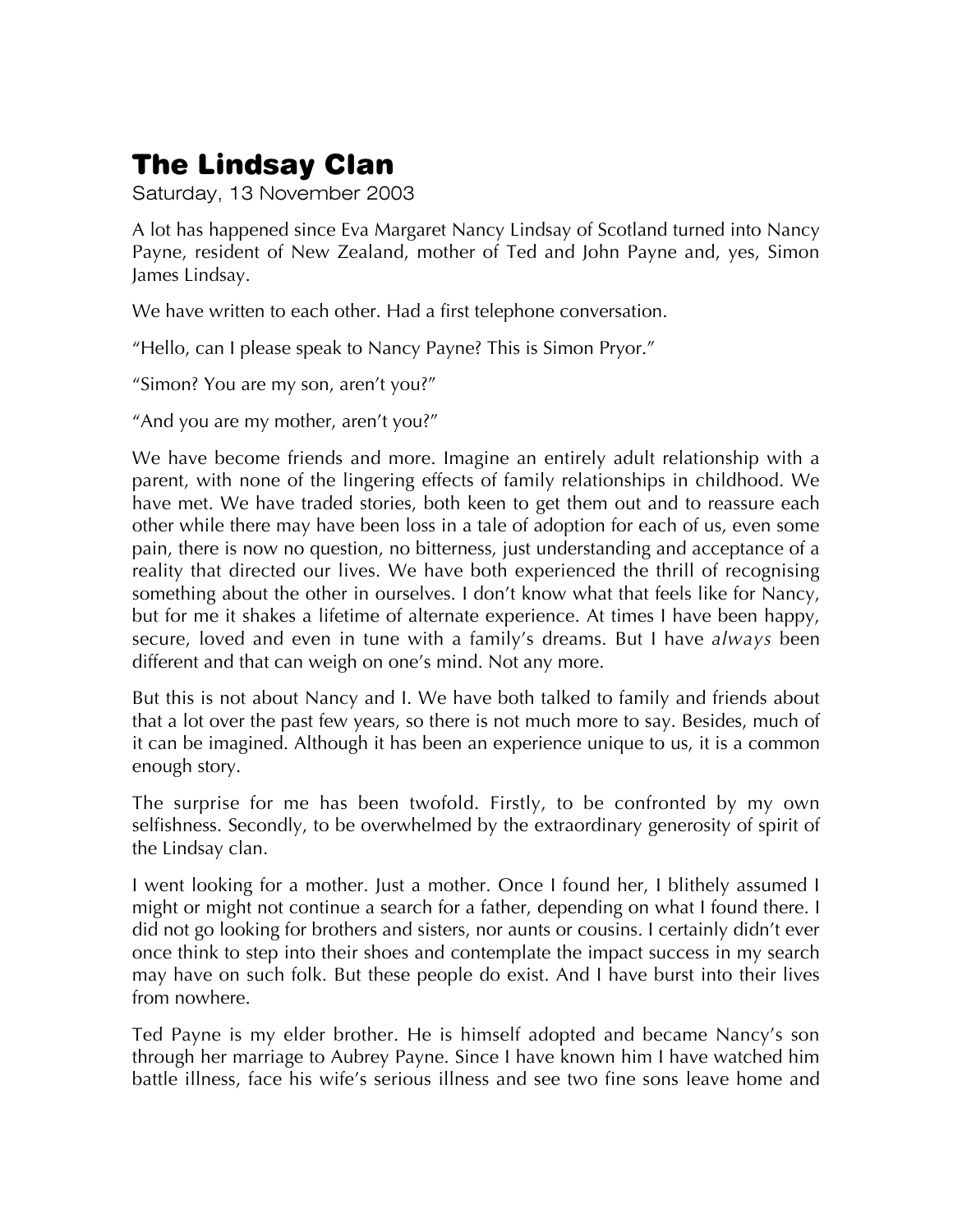# The Lindsay Clan

Saturday, 13 November 2003

A lot has happened since Eva Margaret Nancy Lindsay of Scotland turned into Nancy Payne, resident of New Zealand, mother of Ted and John Payne and, yes, Simon James Lindsay.

We have written to each other. Had a first telephone conversation.

"Hello, can I please speak to Nancy Payne? This is Simon Pryor."

"Simon? You are my son, aren't you?"

"And you are my mother, aren't you?"

We have become friends and more. Imagine an entirely adult relationship with a parent, with none of the lingering effects of family relationships in childhood. We have met. We have traded stories, both keen to get them out and to reassure each other while there may have been loss in a tale of adoption for each of us, even some pain, there is now no question, no bitterness, just understanding and acceptance of a reality that directed our lives. We have both experienced the thrill of recognising something about the other in ourselves. I don't know what that feels like for Nancy, but for me it shakes a lifetime of alternate experience. At times I have been happy, secure, loved and even in tune with a family's dreams. But I have *always* been different and that can weigh on one's mind. Not any more.

But this is not about Nancy and I. We have both talked to family and friends about that a lot over the past few years, so there is not much more to say. Besides, much of it can be imagined. Although it has been an experience unique to us, it is a common enough story.

The surprise for me has been twofold. Firstly, to be confronted by my own selfishness. Secondly, to be overwhelmed by the extraordinary generosity of spirit of the Lindsay clan.

I went looking for a mother. Just a mother. Once I found her, I blithely assumed I might or might not continue a search for a father, depending on what I found there. I did not go looking for brothers and sisters, nor aunts or cousins. I certainly didn't ever once think to step into their shoes and contemplate the impact success in my search may have on such folk. But these people do exist. And I have burst into their lives from nowhere.

Ted Payne is my elder brother. He is himself adopted and became Nancy's son through her marriage to Aubrey Payne. Since I have known him I have watched him battle illness, face his wife's serious illness and see two fine sons leave home and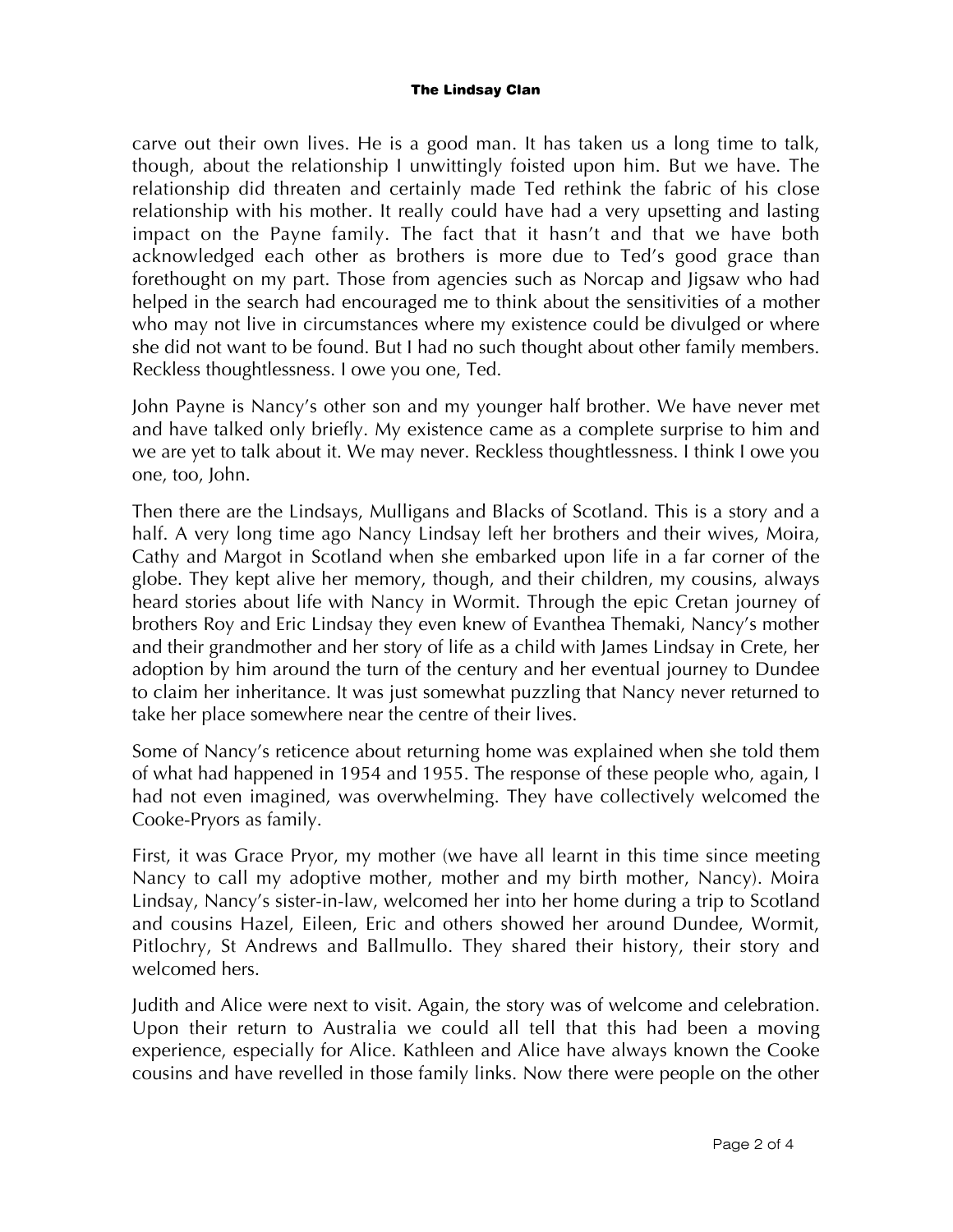carve out their own lives. He is a good man. It has taken us a long time to talk, though, about the relationship I unwittingly foisted upon him. But we have. The relationship did threaten and certainly made Ted rethink the fabric of his close relationship with his mother. It really could have had a very upsetting and lasting impact on the Payne family. The fact that it hasn't and that we have both acknowledged each other as brothers is more due to Ted's good grace than forethought on my part. Those from agencies such as Norcap and Jigsaw who had helped in the search had encouraged me to think about the sensitivities of a mother who may not live in circumstances where my existence could be divulged or where she did not want to be found. But I had no such thought about other family members. Reckless thoughtlessness. I owe you one, Ted.

John Payne is Nancy's other son and my younger half brother. We have never met and have talked only briefly. My existence came as a complete surprise to him and we are yet to talk about it. We may never. Reckless thoughtlessness. I think I owe you one, too, John.

Then there are the Lindsays, Mulligans and Blacks of Scotland. This is a story and a half. A very long time ago Nancy Lindsay left her brothers and their wives, Moira, Cathy and Margot in Scotland when she embarked upon life in a far corner of the globe. They kept alive her memory, though, and their children, my cousins, always heard stories about life with Nancy in Wormit. Through the epic Cretan journey of brothers Roy and Eric Lindsay they even knew of Evanthea Themaki, Nancy's mother and their grandmother and her story of life as a child with James Lindsay in Crete, her adoption by him around the turn of the century and her eventual journey to Dundee to claim her inheritance. It was just somewhat puzzling that Nancy never returned to take her place somewhere near the centre of their lives.

Some of Nancy's reticence about returning home was explained when she told them of what had happened in 1954 and 1955. The response of these people who, again, I had not even imagined, was overwhelming. They have collectively welcomed the Cooke-Pryors as family.

First, it was Grace Pryor, my mother (we have all learnt in this time since meeting Nancy to call my adoptive mother, mother and my birth mother, Nancy). Moira Lindsay, Nancy's sister-in-law, welcomed her into her home during a trip to Scotland and cousins Hazel, Eileen, Eric and others showed her around Dundee, Wormit, Pitlochry, St Andrews and Ballmullo. They shared their history, their story and welcomed hers.

Judith and Alice were next to visit. Again, the story was of welcome and celebration. Upon their return to Australia we could all tell that this had been a moving experience, especially for Alice. Kathleen and Alice have always known the Cooke cousins and have revelled in those family links. Now there were people on the other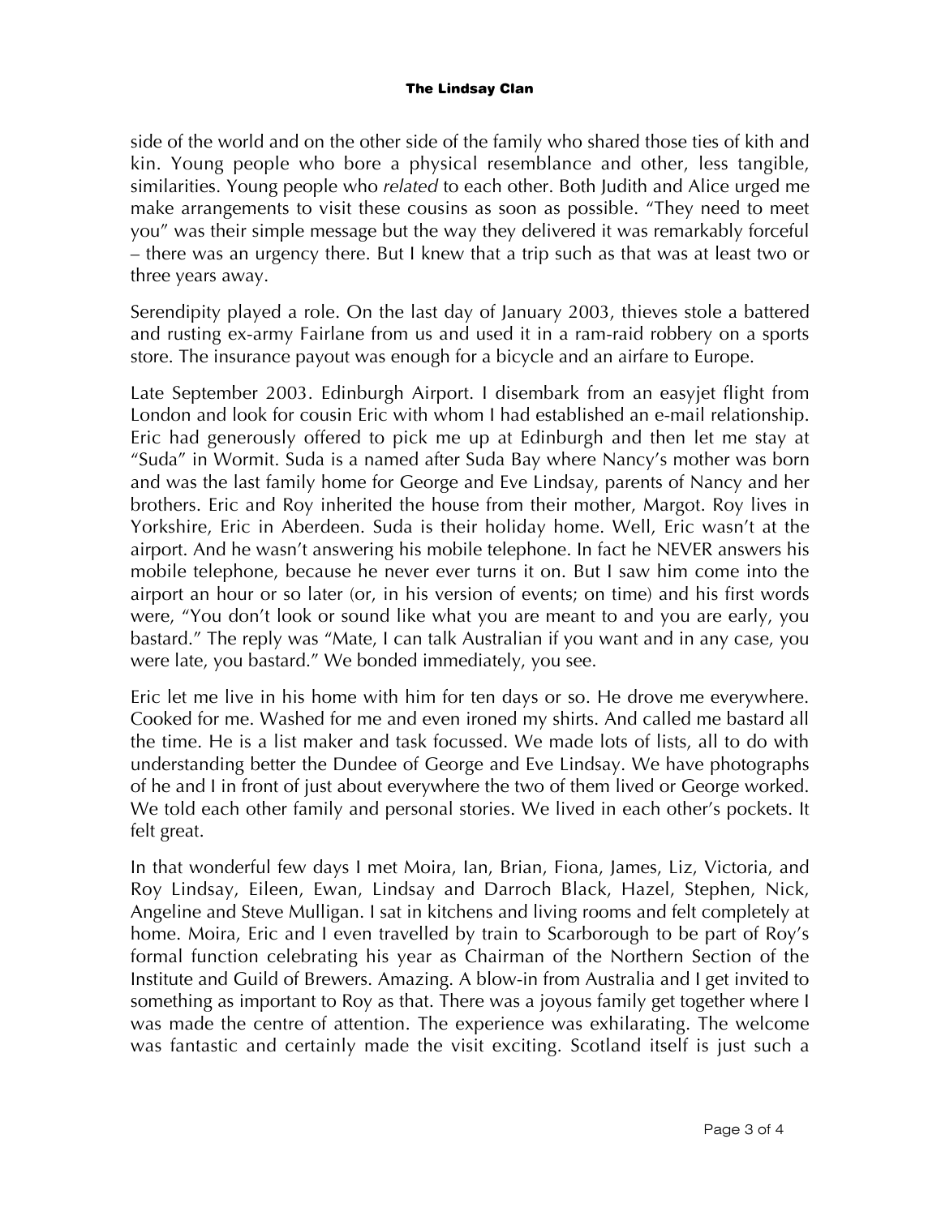side of the world and on the other side of the family who shared those ties of kith and kin. Young people who bore a physical resemblance and other, less tangible, similarities. Young people who *related* to each other. Both Judith and Alice urged me make arrangements to visit these cousins as soon as possible. "They need to meet you" was their simple message but the way they delivered it was remarkably forceful – there was an urgency there. But I knew that a trip such as that was at least two or three years away.

Serendipity played a role. On the last day of January 2003, thieves stole a battered and rusting ex-army Fairlane from us and used it in a ram-raid robbery on a sports store. The insurance payout was enough for a bicycle and an airfare to Europe.

Late September 2003. Edinburgh Airport. I disembark from an easyjet flight from London and look for cousin Eric with whom I had established an e-mail relationship. Eric had generously offered to pick me up at Edinburgh and then let me stay at "Suda" in Wormit. Suda is a named after Suda Bay where Nancy's mother was born and was the last family home for George and Eve Lindsay, parents of Nancy and her brothers. Eric and Roy inherited the house from their mother, Margot. Roy lives in Yorkshire, Eric in Aberdeen. Suda is their holiday home. Well, Eric wasn't at the airport. And he wasn't answering his mobile telephone. In fact he NEVER answers his mobile telephone, because he never ever turns it on. But I saw him come into the airport an hour or so later (or, in his version of events; on time) and his first words were, "You don't look or sound like what you are meant to and you are early, you bastard." The reply was "Mate, I can talk Australian if you want and in any case, you were late, you bastard." We bonded immediately, you see.

Eric let me live in his home with him for ten days or so. He drove me everywhere. Cooked for me. Washed for me and even ironed my shirts. And called me bastard all the time. He is a list maker and task focussed. We made lots of lists, all to do with understanding better the Dundee of George and Eve Lindsay. We have photographs of he and I in front of just about everywhere the two of them lived or George worked. We told each other family and personal stories. We lived in each other's pockets. It felt great.

In that wonderful few days I met Moira, Ian, Brian, Fiona, James, Liz, Victoria, and Roy Lindsay, Eileen, Ewan, Lindsay and Darroch Black, Hazel, Stephen, Nick, Angeline and Steve Mulligan. I sat in kitchens and living rooms and felt completely at home. Moira, Eric and I even travelled by train to Scarborough to be part of Roy's formal function celebrating his year as Chairman of the Northern Section of the Institute and Guild of Brewers. Amazing. A blow-in from Australia and I get invited to something as important to Roy as that. There was a joyous family get together where I was made the centre of attention. The experience was exhilarating. The welcome was fantastic and certainly made the visit exciting. Scotland itself is just such a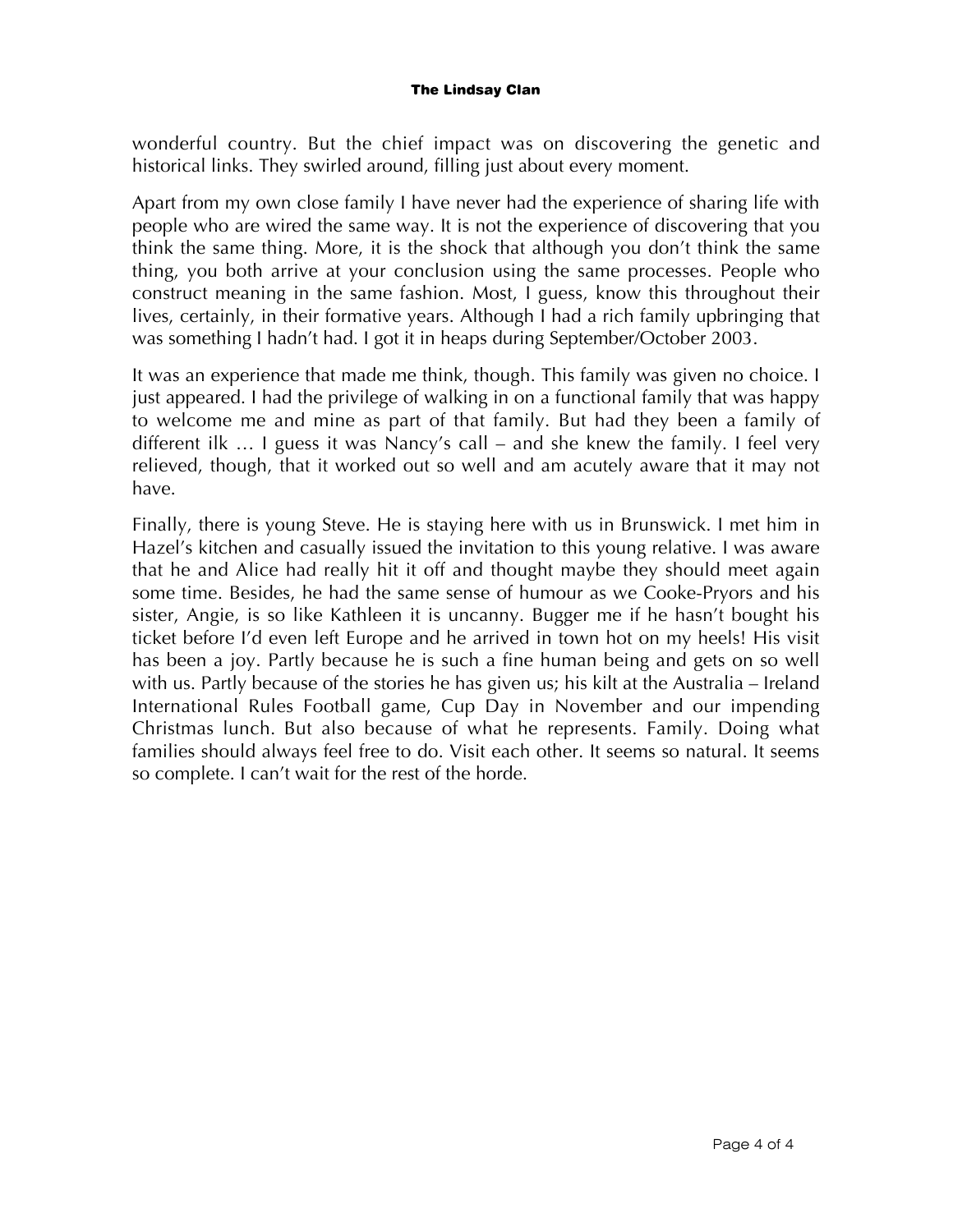wonderful country. But the chief impact was on discovering the genetic and historical links. They swirled around, filling just about every moment.

Apart from my own close family I have never had the experience of sharing life with people who are wired the same way. It is not the experience of discovering that you think the same thing. More, it is the shock that although you don't think the same thing, you both arrive at your conclusion using the same processes. People who construct meaning in the same fashion. Most, I guess, know this throughout their lives, certainly, in their formative years. Although I had a rich family upbringing that was something I hadn't had. I got it in heaps during September/October 2003.

It was an experience that made me think, though. This family was given no choice. I just appeared. I had the privilege of walking in on a functional family that was happy to welcome me and mine as part of that family. But had they been a family of different ilk … I guess it was Nancy's call – and she knew the family. I feel very relieved, though, that it worked out so well and am acutely aware that it may not have.

Finally, there is young Steve. He is staying here with us in Brunswick. I met him in Hazel's kitchen and casually issued the invitation to this young relative. I was aware that he and Alice had really hit it off and thought maybe they should meet again some time. Besides, he had the same sense of humour as we Cooke-Pryors and his sister, Angie, is so like Kathleen it is uncanny. Bugger me if he hasn't bought his ticket before I'd even left Europe and he arrived in town hot on my heels! His visit has been a joy. Partly because he is such a fine human being and gets on so well with us. Partly because of the stories he has given us; his kilt at the Australia – Ireland International Rules Football game, Cup Day in November and our impending Christmas lunch. But also because of what he represents. Family. Doing what families should always feel free to do. Visit each other. It seems so natural. It seems so complete. I can't wait for the rest of the horde.